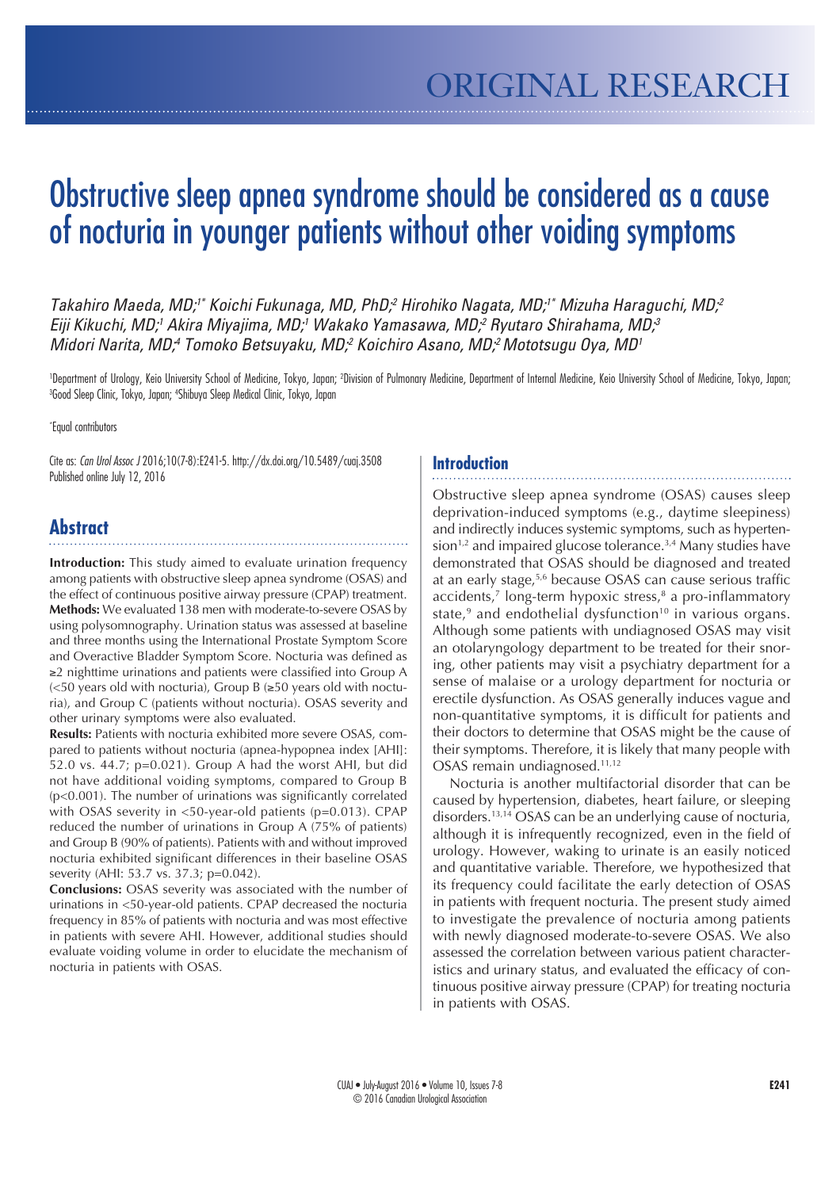ORIGINAL RESEARCH

# Obstructive sleep apnea syndrome should be considered as a cause of nocturia in younger patients without other voiding symptoms

*Takahiro Maeda, MD;[1*] Koichi Fukunaga, MD, PhD;[2] Hirohiko Nagata, MD;[1*] Mizuha Haraguchi, MD;[2] Eiji Kikuchi, MD;[1] Akira Miyajima, MD;[1] Wakako Yamasawa, MD;[2] Ryutaro Shirahama, MD;[3] Midori Narita, MD;[4] Tomoko Betsuyaku, MD;[2] Koichiro Asano, MD;[2] Mototsugu Oya, MD[1]*

[1]Department of Urology, Keio University School of Medicine, Tokyo, Japan; [2]Division of Pulmonary Medicine, Department of Internal Medicine, Keio University School of Medicine, Tokyo, Japan; [3]Good Sleep Clinic, Tokyo, Japan; [4]Shibuya Sleep Medical Clinic, Tokyo, Japan

[*]Equal contributors

Cite as: *Can Urol Assoc J* 2016;10(7-8):E241-5. http://dx.doi.org/10.5489/cuaj.3508
Published online July 12, 2016

## Abstract

**Introduction:** This study aimed to evaluate urination frequency among patients with obstructive sleep apnea syndrome (OSAS) and the effect of continuous positive airway pressure (CPAP) treatment.
**Methods:** We evaluated 138 men with moderate-to-severe OSAS by using polysomnography. Urination status was assessed at baseline and three months using the International Prostate Symptom Score and Overactive Bladder Symptom Score. Nocturia was defined as ≥2 nighttime urinations and patients were classified into Group A (<50 years old with nocturia), Group B (≥50 years old with nocturia), and Group C (patients without nocturia). OSAS severity and other urinary symptoms were also evaluated.
**Results:** Patients with nocturia exhibited more severe OSAS, compared to patients without nocturia (apnea-hypopnea index [AHI]: 52.0 vs. 44.7; p=0.021). Group A had the worst AHI, but did not have additional voiding symptoms, compared to Group B (p<0.001). The number of urinations was significantly correlated with OSAS severity in <50-year-old patients (p=0.013). CPAP reduced the number of urinations in Group A (75% of patients) and Group B (90% of patients). Patients with and without improved nocturia exhibited significant differences in their baseline OSAS severity (AHI: 53.7 vs. 37.3; p=0.042).
**Conclusions:** OSAS severity was associated with the number of urinations in <50-year-old patients. CPAP decreased the nocturia frequency in 85% of patients with nocturia and was most effective in patients with severe AHI. However, additional studies should evaluate voiding volume in order to elucidate the mechanism of nocturia in patients with OSAS.

## Introduction

Obstructive sleep apnea syndrome (OSAS) causes sleep deprivation-induced symptoms (e.g., daytime sleepiness) and indirectly induces systemic symptoms, such as hypertension[1,2] and impaired glucose tolerance.[3,4] Many studies have demonstrated that OSAS should be diagnosed and treated at an early stage,[5,6] because OSAS can cause serious traffic accidents,[7] long-term hypoxic stress,[8] a pro-inflammatory state,[9] and endothelial dysfunction[10] in various organs. Although some patients with undiagnosed OSAS may visit an otolaryngology department to be treated for their snoring, other patients may visit a psychiatry department for a sense of malaise or a urology department for nocturia or erectile dysfunction. As OSAS generally induces vague and non-quantitative symptoms, it is difficult for patients and their doctors to determine that OSAS might be the cause of their symptoms. Therefore, it is likely that many people with OSAS remain undiagnosed.[11,12]

Nocturia is another multifactorial disorder that can be caused by hypertension, diabetes, heart failure, or sleeping disorders.[13,14] OSAS can be an underlying cause of nocturia, although it is infrequently recognized, even in the field of urology. However, waking to urinate is an easily noticed and quantitative variable. Therefore, we hypothesized that its frequency could facilitate the early detection of OSAS in patients with frequent nocturia. The present study aimed to investigate the prevalence of nocturia among patients with newly diagnosed moderate-to-severe OSAS. We also assessed the correlation between various patient characteristics and urinary status, and evaluated the efficacy of continuous positive airway pressure (CPAP) for treating nocturia in patients with OSAS.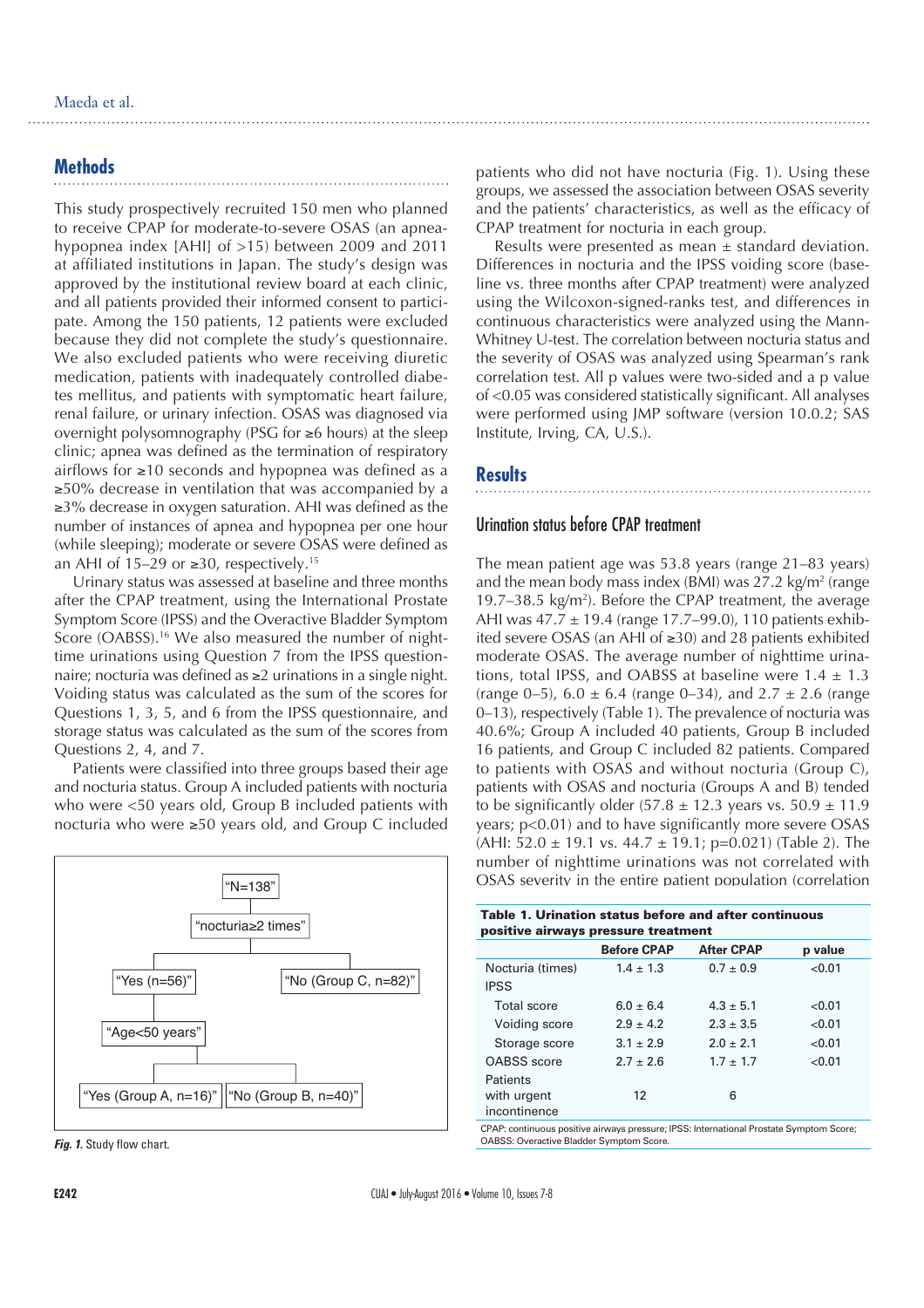## Methods

This study prospectively recruited 150 men who planned to receive CPAP for moderate-to-severe OSAS (an apnea-hypopnea index [AHI] of >15) between 2009 and 2011 at affiliated institutions in Japan. The study's design was approved by the institutional review board at each clinic, and all patients provided their informed consent to participate. Among the 150 patients, 12 patients were excluded because they did not complete the study's questionnaire. We also excluded patients who were receiving diuretic medication, patients with inadequately controlled diabetes mellitus, and patients with symptomatic heart failure, renal failure, or urinary infection. OSAS was diagnosed via overnight polysomnography (PSG for ≥6 hours) at the sleep clinic; apnea was defined as the termination of respiratory airflows for ≥10 seconds and hypopnea was defined as a ≥50% decrease in ventilation that was accompanied by a ≥3% decrease in oxygen saturation. AHI was defined as the number of instances of apnea and hypopnea per one hour (while sleeping); moderate or severe OSAS were defined as an AHI of 15–29 or ≥30, respectively.[15]

Urinary status was assessed at baseline and three months after the CPAP treatment, using the International Prostate Symptom Score (IPSS) and the Overactive Bladder Symptom Score (OABSS).[16] We also measured the number of nighttime urinations using Question 7 from the IPSS questionnaire; nocturia was defined as ≥2 urinations in a single night. Voiding status was calculated as the sum of the scores for Questions 1, 3, 5, and 6 from the IPSS questionnaire, and storage status was calculated as the sum of the scores from Questions 2, 4, and 7.

Patients were classified into three groups based their age and nocturia status. Group A included patients with nocturia who were <50 years old, Group B included patients with nocturia who were ≥50 years old, and Group C included patients who did not have nocturia (Fig. 1). Using these groups, we assessed the association between OSAS severity and the patients' characteristics, as well as the efficacy of CPAP treatment for nocturia in each group.

"N=138"
"nocturia≥2 times"
"Yes (n=56)" — "No (Group C, n=82)"
"Age<50 years"
"Yes (Group A, n=16)" — "No (Group B, n=40)"

*Fig. 1.* Study flow chart.

Results were presented as mean ± standard deviation. Differences in nocturia and the IPSS voiding score (baseline vs. three months after CPAP treatment) were analyzed using the Wilcoxon-signed-ranks test, and differences in continuous characteristics were analyzed using the Mann-Whitney U-test. The correlation between nocturia status and the severity of OSAS was analyzed using Spearman's rank correlation test. All p values were two-sided and a p value of <0.05 was considered statistically significant. All analyses were performed using JMP software (version 10.0.2; SAS Institute, Irving, CA, U.S.).

## Results

### Urination status before CPAP treatment

The mean patient age was 53.8 years (range 21–83 years) and the mean body mass index (BMI) was 27.2 kg/m$^2$ (range 19.7–38.5 kg/m$^2$). Before the CPAP treatment, the average AHI was 47.7 ± 19.4 (range 17.7–99.0), 110 patients exhibited severe OSAS (an AHI of ≥30) and 28 patients exhibited moderate OSAS. The average number of nighttime urinations, total IPSS, and OABSS at baseline were 1.4 ± 1.3 (range 0–5), 6.0 ± 6.4 (range 0–34), and 2.7 ± 2.6 (range 0–13), respectively (Table 1). The prevalence of nocturia was 40.6%; Group A included 40 patients, Group B included 16 patients, and Group C included 82 patients. Compared to patients with OSAS and without nocturia (Group C), patients with OSAS and nocturia (Groups A and B) tended to be significantly older (57.8 ± 12.3 years vs. 50.9 ± 11.9 years; $p<0.01$) and to have significantly more severe OSAS (AHI: 52.0 ± 19.1 vs. 44.7 ± 19.1; $p=0.021$) (Table 2). The number of nighttime urinations was not correlated with OSAS severity in the entire patient population (correlation

**Table 1. Urination status before and after continuous positive airways pressure treatment**

| | Before CPAP | After CPAP | p value |
|---|---|---|---|
| Nocturia (times) | 1.4 ± 1.3 | 0.7 ± 0.9 | <0.01 |
| IPSS | | | |
| Total score | 6.0 ± 6.4 | 4.3 ± 5.1 | <0.01 |
| Voiding score | 2.9 ± 4.2 | 2.3 ± 3.5 | <0.01 |
| Storage score | 3.1 ± 2.9 | 2.0 ± 2.1 | <0.01 |
| OABSS score | 2.7 ± 2.6 | 1.7 ± 1.7 | <0.01 |
| Patients with urgent incontinence | 12 | 6 | |

CPAP: continuous positive airways pressure; IPSS: International Prostate Symptom Score; OABSS: Overactive Bladder Symptom Score.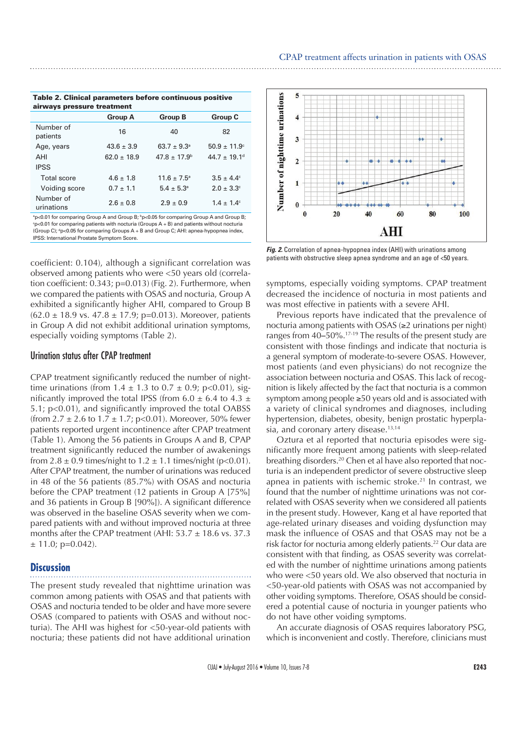**Table 2. Clinical parameters before continuous positive airways pressure treatment**

| | Group A | Group B | Group C |
|---|---|---|---|
| Number of patients | 16 | 40 | 82 |
| Age, years | 43.6 ± 3.9 | 63.7 ± 9.3[a] | 50.9 ± 11.9[c] |
| AHI | 62.0 ± 18.9 | 47.8 ± 17.9[b] | 44.7 ± 19.1[d] |
| IPSS | | | |
| Total score | 4.6 ± 1.8 | 11.6 ± 7.5[a] | 3.5 ± 4.4[c] |
| Voiding score | 0.7 ± 1.1 | 5.4 ± 5.3[a] | 2.0 ± 3.3[c] |
| Number of urinations | 2.6 ± 0.8 | 2.9 ± 0.9 | 1.4 ± 1.4[c] |

[a]p<0.01 for comparing Group A and Group B; [b]p<0.05 for comparing Group A and Group B; [c]p<0.01 for comparing patients with nocturia (Groups A + B) and patients without nocturia (Group C); [d]p<0.05 for comparing Groups A + B and Group C; AHI: apnea-hypopnea index, IPSS: International Prostate Symptom Score.

coefficient: 0.104), although a significant correlation was observed among patients who were <50 years old (correlation coefficient: 0.343; p=0.013) (Fig. 2). Furthermore, when we compared the patients with OSAS and nocturia, Group A exhibited a significantly higher AHI, compared to Group B (62.0 ± 18.9 vs. 47.8 ± 17.9; p=0.013). Moreover, patients in Group A did not exhibit additional urination symptoms, especially voiding symptoms (Table 2).

## Urination status after CPAP treatment

CPAP treatment significantly reduced the number of nighttime urinations (from 1.4 ± 1.3 to 0.7 ± 0.9; p<0.01), significantly improved the total IPSS (from 6.0 ± 6.4 to 4.3 ± 5.1; p<0.01), and significantly improved the total OABSS (from 2.7 ± 2.6 to 1.7 ± 1.7; p<0.01). Moreover, 50% fewer patients reported urgent incontinence after CPAP treatment (Table 1). Among the 56 patients in Groups A and B, CPAP treatment significantly reduced the number of awakenings from 2.8 ± 0.9 times/night to 1.2 ± 1.1 times/night (p<0.01). After CPAP treatment, the number of urinations was reduced in 48 of the 56 patients (85.7%) with OSAS and nocturia before the CPAP treatment (12 patients in Group A [75%] and 36 patients in Group B [90%]). A significant difference was observed in the baseline OSAS severity when we compared patients with and without improved nocturia at three months after the CPAP treatment (AHI: 53.7 ± 18.6 vs. 37.3 ± 11.0; p=0.042).

## Discussion

The present study revealed that nighttime urination was common among patients with OSAS and that patients with OSAS and nocturia tended to be older and have more severe OSAS (compared to patients with OSAS and without nocturia). The AHI was highest for <50-year-old patients with nocturia; these patients did not have additional urination symptoms, especially voiding symptoms. CPAP treatment decreased the incidence of nocturia in most patients and was most effective in patients with a severe AHI.

*Fig. 2.* Correlation of apnea-hypopnea index (AHI) with urinations among patients with obstructive sleep apnea syndrome and an age of <50 years.

Previous reports have indicated that the prevalence of nocturia among patients with OSAS (≥2 urinations per night) ranges from 40–50%.[17-19] The results of the present study are consistent with those findings and indicate that nocturia is a general symptom of moderate-to-severe OSAS. However, most patients (and even physicians) do not recognize the association between nocturia and OSAS. This lack of recognition is likely affected by the fact that nocturia is a common symptom among people ≥50 years old and is associated with a variety of clinical syndromes and diagnoses, including hypertension, diabetes, obesity, benign prostatic hyperplasia, and coronary artery disease.[13,14]

Oztura et al reported that nocturia episodes were significantly more frequent among patients with sleep-related breathing disorders.[20] Chen et al have also reported that nocturia is an independent predictor of severe obstructive sleep apnea in patients with ischemic stroke.[21] In contrast, we found that the number of nighttime urinations was not correlated with OSAS severity when we considered all patients in the present study. However, Kang et al have reported that age-related urinary diseases and voiding dysfunction may mask the influence of OSAS and that OSAS may not be a risk factor for nocturia among elderly patients.[22] Our data are consistent with that finding, as OSAS severity was correlated with the number of nighttime urinations among patients who were <50 years old. We also observed that nocturia in <50-year-old patients with OSAS was not accompanied by other voiding symptoms. Therefore, OSAS should be considered a potential cause of nocturia in younger patients who do not have other voiding symptoms.

An accurate diagnosis of OSAS requires laboratory PSG, which is inconvenient and costly. Therefore, clinicians must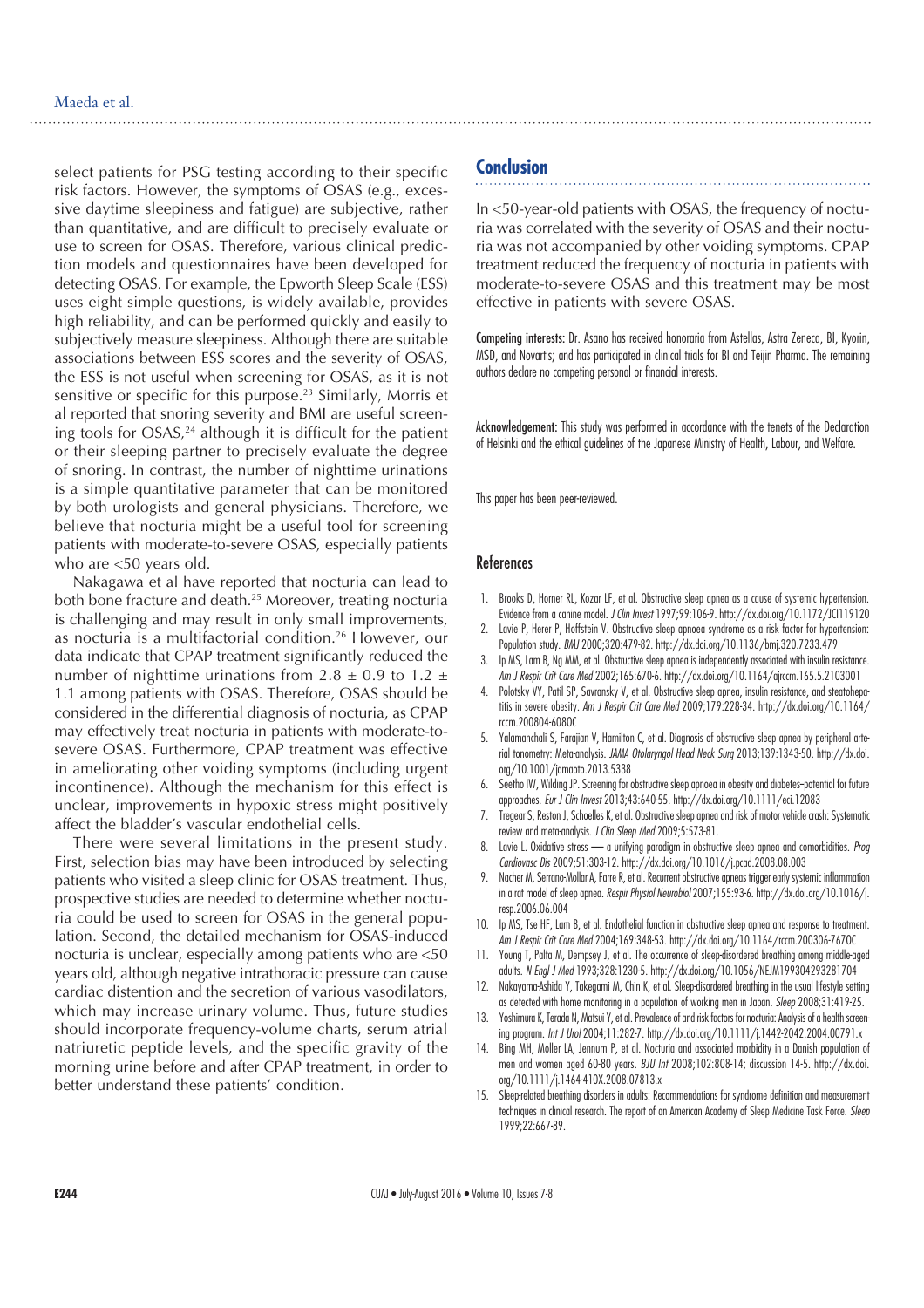select patients for PSG testing according to their specific risk factors. However, the symptoms of OSAS (e.g., excessive daytime sleepiness and fatigue) are subjective, rather than quantitative, and are difficult to precisely evaluate or use to screen for OSAS. Therefore, various clinical prediction models and questionnaires have been developed for detecting OSAS. For example, the Epworth Sleep Scale (ESS) uses eight simple questions, is widely available, provides high reliability, and can be performed quickly and easily to subjectively measure sleepiness. Although there are suitable associations between ESS scores and the severity of OSAS, the ESS is not useful when screening for OSAS, as it is not sensitive or specific for this purpose.[23] Similarly, Morris et al reported that snoring severity and BMI are useful screening tools for OSAS,[24] although it is difficult for the patient or their sleeping partner to precisely evaluate the degree of snoring. In contrast, the number of nighttime urinations is a simple quantitative parameter that can be monitored by both urologists and general physicians. Therefore, we believe that nocturia might be a useful tool for screening patients with moderate-to-severe OSAS, especially patients who are <50 years old.

Nakagawa et al have reported that nocturia can lead to both bone fracture and death.[25] Moreover, treating nocturia is challenging and may result in only small improvements, as nocturia is a multifactorial condition.[26] However, our data indicate that CPAP treatment significantly reduced the number of nighttime urinations from $2.8 \pm 0.9$ to $1.2 \pm 1.1$ among patients with OSAS. Therefore, OSAS should be considered in the differential diagnosis of nocturia, as CPAP may effectively treat nocturia in patients with moderate-to-severe OSAS. Furthermore, CPAP treatment was effective in ameliorating other voiding symptoms (including urgent incontinence). Although the mechanism for this effect is unclear, improvements in hypoxic stress might positively affect the bladder's vascular endothelial cells.

There were several limitations in the present study. First, selection bias may have been introduced by selecting patients who visited a sleep clinic for OSAS treatment. Thus, prospective studies are needed to determine whether nocturia could be used to screen for OSAS in the general population. Second, the detailed mechanism for OSAS-induced nocturia is unclear, especially among patients who are <50 years old, although negative intrathoracic pressure can cause cardiac distention and the secretion of various vasodilators, which may increase urinary volume. Thus, future studies should incorporate frequency-volume charts, serum atrial natriuretic peptide levels, and the specific gravity of the morning urine before and after CPAP treatment, in order to better understand these patients' condition.

## Conclusion

In <50-year-old patients with OSAS, the frequency of nocturia was correlated with the severity of OSAS and their nocturia was not accompanied by other voiding symptoms. CPAP treatment reduced the frequency of nocturia in patients with moderate-to-severe OSAS and this treatment may be most effective in patients with severe OSAS.

**Competing interests:** Dr. Asano has received honoraria from Astellas, Astra Zeneca, BI, Kyorin, MSD, and Novartis; and has participated in clinical trials for BI and Teijin Pharma. The remaining authors declare no competing personal or financial interests.

**Acknowledgement:** This study was performed in accordance with the tenets of the Declaration of Helsinki and the ethical guidelines of the Japanese Ministry of Health, Labour, and Welfare.

This paper has been peer-reviewed.

## References

1. Brooks D, Horner RL, Kozar LF, et al. Obstructive sleep apnea as a cause of systemic hypertension. Evidence from a canine model. *J Clin Invest* 1997;99:106-9. http://dx.doi.org/10.1172/JCI119120
2. Lavie P, Herer P, Hoffstein V. Obstructive sleep apnoea syndrome as a risk factor for hypertension: Population study. *BMJ* 2000;320:479-82. http://dx.doi.org/10.1136/bmj.320.7233.479
3. Ip MS, Lam B, Ng MM, et al. Obstructive sleep apnea is independently associated with insulin resistance. *Am J Respir Crit Care Med* 2002;165:670-6. http://dx.doi.org/10.1164/ajrccm.165.5.2103001
4. Polotsky VY, Patil SP, Savransky V, et al. Obstructive sleep apnea, insulin resistance, and steatohepatitis in severe obesity. *Am J Respir Crit Care Med* 2009;179:228-34. http://dx.doi.org/10.1164/rccm.200804-608OC
5. Yalamanchali S, Farajian V, Hamilton C, et al. Diagnosis of obstructive sleep apnea by peripheral arterial tonometry: Meta-analysis. *JAMA Otolaryngol Head Neck Surg* 2013;139:1343-50. http://dx.doi.org/10.1001/jamaoto.2013.5338
6. Seetho IW, Wilding JP. Screening for obstructive sleep apnoea in obesity and diabetes–potential for future approaches. *Eur J Clin Invest* 2013;43:640-55. http://dx.doi.org/10.1111/eci.12083
7. Tregear S, Reston J, Schoelles K, et al. Obstructive sleep apnea and risk of motor vehicle crash: Systematic review and meta-analysis. *J Clin Sleep Med* 2009;5:573-81.
8. Lavie L. Oxidative stress — a unifying paradigm in obstructive sleep apnea and comorbidities. *Prog Cardiovasc Dis* 2009;51:303-12. http://dx.doi.org/10.1016/j.pcad.2008.08.003
9. Nacher M, Serrano-Mollar A, Farre R, et al. Recurrent obstructive apneas trigger early systemic inflammation in a rat model of sleep apnea. *Respir Physiol Neurobiol* 2007;155:93-6. http://dx.doi.org/10.1016/j.resp.2006.06.004
10. Ip MS, Tse HF, Lam B, et al. Endothelial function in obstructive sleep apnea and response to treatment. *Am J Respir Crit Care Med* 2004;169:348-53. http://dx.doi.org/10.1164/rccm.200306-767OC
11. Young T, Palta M, Dempsey J, et al. The occurrence of sleep-disordered breathing among middle-aged adults. *N Engl J Med* 1993;328:1230-5. http://dx.doi.org/10.1056/NEJM199304293281704
12. Nakayama-Ashida Y, Takegami M, Chin K, et al. Sleep-disordered breathing in the usual lifestyle setting as detected with home monitoring in a population of working men in Japan. *Sleep* 2008;31:419-25.
13. Yoshimura K, Terada N, Matsui Y, et al. Prevalence of and risk factors for nocturia: Analysis of a health screening program. *Int J Urol* 2004;11:282-7. http://dx.doi.org/10.1111/j.1442-2042.2004.00791.x
14. Bing MH, Moller LA, Jennum P, et al. Nocturia and associated morbidity in a Danish population of men and women aged 60-80 years. *BJU Int* 2008;102:808-14; discussion 14-5. http://dx.doi.org/10.1111/j.1464-410X.2008.07813.x
15. Sleep-related breathing disorders in adults: Recommendations for syndrome definition and measurement techniques in clinical research. The report of an American Academy of Sleep Medicine Task Force. *Sleep* 1999;22:667-89.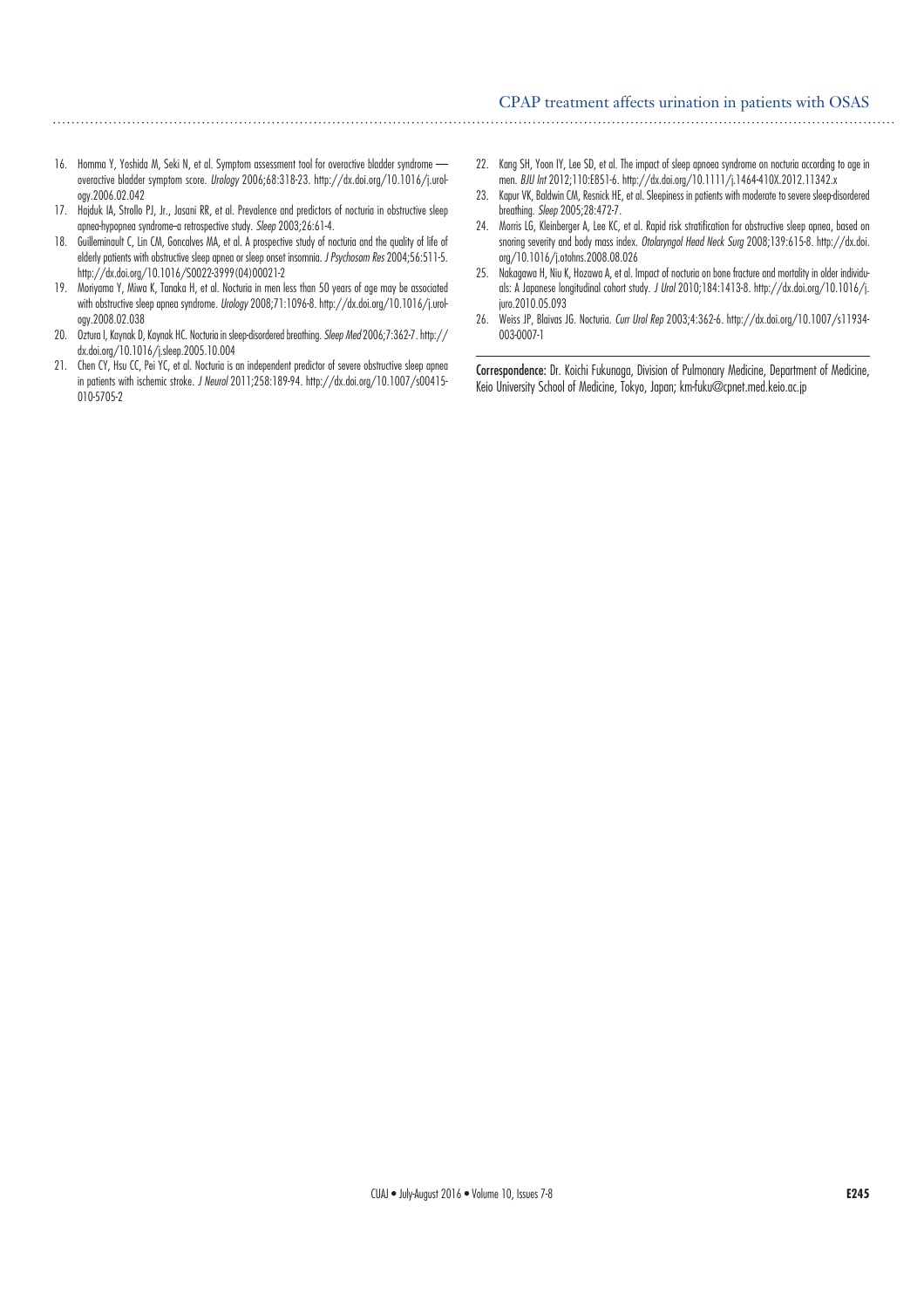16. Homma Y, Yoshida M, Seki N, et al. Symptom assessment tool for overactive bladder syndrome — overactive bladder symptom score. *Urology* 2006;68:318-23. http://dx.doi.org/10.1016/j.urology.2006.02.042
17. Hajduk IA, Strollo PJ, Jr., Jasani RR, et al. Prevalence and predictors of nocturia in obstructive sleep apnea-hypopnea syndrome–a retrospective study. *Sleep* 2003;26:61-4.
18. Guilleminault C, Lin CM, Goncalves MA, et al. A prospective study of nocturia and the quality of life of elderly patients with obstructive sleep apnea or sleep onset insomnia. *J Psychosom Res* 2004;56:511-5. http://dx.doi.org/10.1016/S0022-3999(04)00021-2
19. Moriyama Y, Miwa K, Tanaka H, et al. Nocturia in men less than 50 years of age may be associated with obstructive sleep apnea syndrome. *Urology* 2008;71:1096-8. http://dx.doi.org/10.1016/j.urology.2008.02.038
20. Oztura I, Kaynak D, Kaynak HC. Nocturia in sleep-disordered breathing. *Sleep Med* 2006;7:362-7. http://dx.doi.org/10.1016/j.sleep.2005.10.004
21. Chen CY, Hsu CC, Pei YC, et al. Nocturia is an independent predictor of severe obstructive sleep apnea in patients with ischemic stroke. *J Neurol* 2011;258:189-94. http://dx.doi.org/10.1007/s00415-010-5705-2
22. Kang SH, Yoon IY, Lee SD, et al. The impact of sleep apnoea syndrome on nocturia according to age in men. *BJU Int* 2012;110:E851-6. http://dx.doi.org/10.1111/j.1464-410X.2012.11342.x
23. Kapur VK, Baldwin CM, Resnick HE, et al. Sleepiness in patients with moderate to severe sleep-disordered breathing. *Sleep* 2005;28:472-7.
24. Morris LG, Kleinberger A, Lee KC, et al. Rapid risk stratification for obstructive sleep apnea, based on snoring severity and body mass index. *Otolaryngol Head Neck Surg* 2008;139:615-8. http://dx.doi.org/10.1016/j.otohns.2008.08.026
25. Nakagawa H, Niu K, Hozawa A, et al. Impact of nocturia on bone fracture and mortality in older individuals: A Japanese longitudinal cohort study. *J Urol* 2010;184:1413-8. http://dx.doi.org/10.1016/j.juro.2010.05.093
26. Weiss JP, Blaivas JG. Nocturia. *Curr Urol Rep* 2003;4:362-6. http://dx.doi.org/10.1007/s11934-003-0007-1

**Correspondence:** Dr. Koichi Fukunaga, Division of Pulmonary Medicine, Department of Medicine, Keio University School of Medicine, Tokyo, Japan; km-fuku@cpnet.med.keio.ac.jp